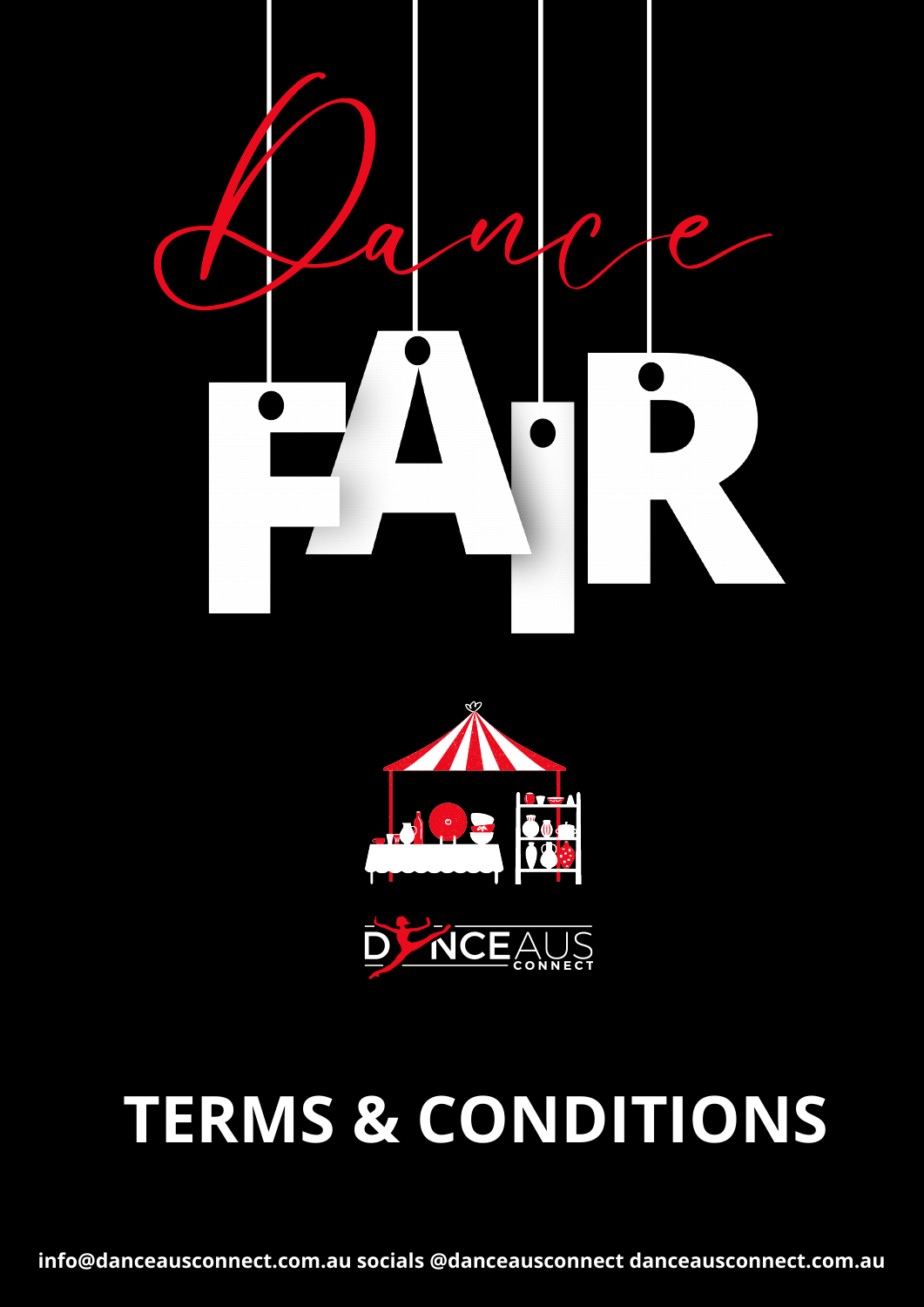# Dance FAIR

DANCEAUS CONNECT

# TERMS & CONDITIONS

**info@danceausconnect.com.au socials @danceausconnect danceausconnect.com.au**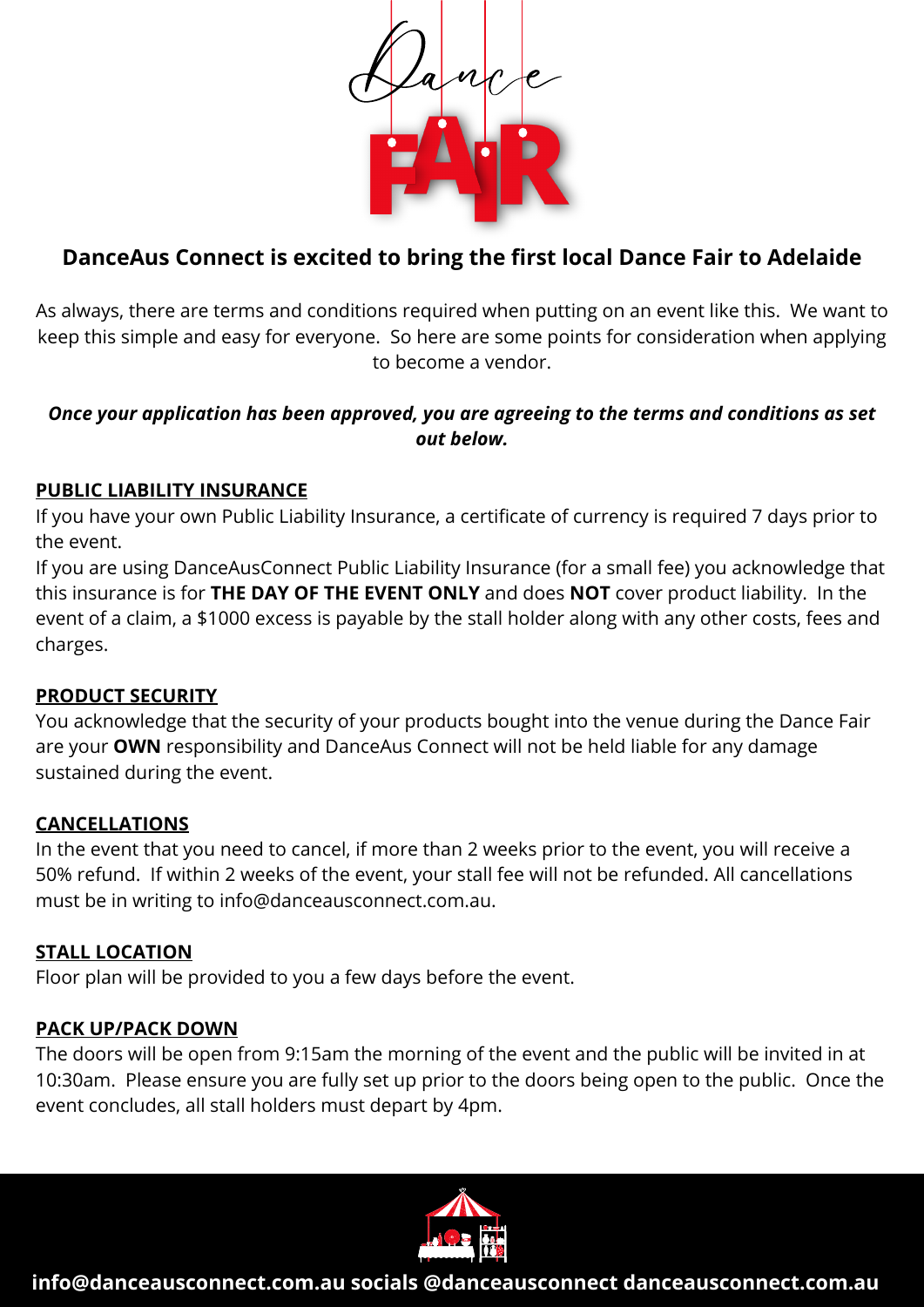# Dance FAIR

## DanceAus Connect is excited to bring the first local Dance Fair to Adelaide

As always, there are terms and conditions required when putting on an event like this. We want to keep this simple and easy for everyone. So here are some points for consideration when applying to become a vendor.

***Once your application has been approved, you are agreeing to the terms and conditions as set out below.***

**PUBLIC LIABILITY INSURANCE**

If you have your own Public Liability Insurance, a certificate of currency is required 7 days prior to the event.

If you are using DanceAusConnect Public Liability Insurance (for a small fee) you acknowledge that this insurance is for **THE DAY OF THE EVENT ONLY** and does **NOT** cover product liability. In the event of a claim, a $1000 excess is payable by the stall holder along with any other costs, fees and charges.

**PRODUCT SECURITY**

You acknowledge that the security of your products bought into the venue during the Dance Fair are your **OWN** responsibility and DanceAus Connect will not be held liable for any damage sustained during the event.

**CANCELLATIONS**

In the event that you need to cancel, if more than 2 weeks prior to the event, you will receive a 50% refund. If within 2 weeks of the event, your stall fee will not be refunded. All cancellations must be in writing to info@danceausconnect.com.au.

**STALL LOCATION**

Floor plan will be provided to you a few days before the event.

**PACK UP/PACK DOWN**

The doors will be open from 9:15am the morning of the event and the public will be invited in at 10:30am. Please ensure you are fully set up prior to the doors being open to the public. Once the event concludes, all stall holders must depart by 4pm.

**info@danceausconnect.com.au socials @danceausconnect danceausconnect.com.au**